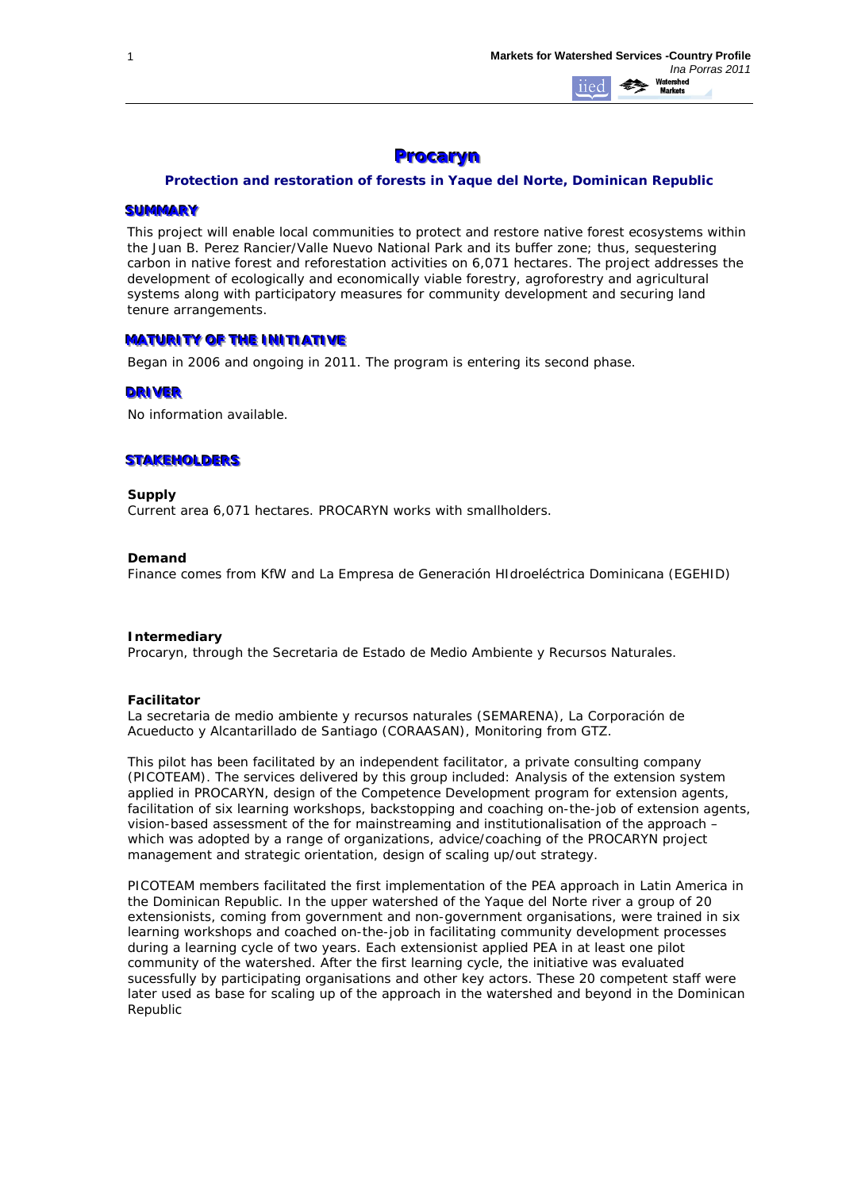# Procaryn

### Protection and restoration of forests in Yaque del Norte, Dominican Republic

## SUMMARY

This project will enable local communities to protect and restore native forest ecosystems within the Juan B. Perez Rancier/Valle Nuevo National Park and its buffer zone; thus, sequestering carbon in native forest and reforestation activities on 6,071 hectares. The project addresses the development of ecologically and economically viable forestry, agroforestry and agricultural systems along with participatory measures for community development and securing land tenure arrangements.

## MATURITY OF THE INITIATIVE

Began in 2006 and ongoing in 2011. The program is entering its second phase.

## DRIVER

No information available.

## STAKEHOLDERS

**Supply**
Current area 6,071 hectares. PROCARYN works with smallholders.

**Demand**
Finance comes from KfW and La Empresa de Generación HIdroeléctrica Dominicana (EGEHID)

**Intermediary**
Procaryn, through the Secretaria de Estado de Medio Ambiente y Recursos Naturales.

**Facilitator**
La secretaria de medio ambiente y recursos naturales (SEMARENA), La Corporación de Acueducto y Alcantarillado de Santiago (CORAASAN), Monitoring from GTZ.

This pilot has been facilitated by an independent facilitator, a private consulting company (PICOTEAM). The services delivered by this group included: Analysis of the extension system applied in PROCARYN, design of the Competence Development program for extension agents, facilitation of six learning workshops, backstopping and coaching on-the-job of extension agents, vision-based assessment of the for mainstreaming and institutionalisation of the approach – which was adopted by a range of organizations, advice/coaching of the PROCARYN project management and strategic orientation, design of scaling up/out strategy.

PICOTEAM members facilitated the first implementation of the PEA approach in Latin America in the Dominican Republic. In the upper watershed of the Yaque del Norte river a group of 20 extensionists, coming from government and non-government organisations, were trained in six learning workshops and coached on-the-job in facilitating community development processes during a learning cycle of two years. Each extensionist applied PEA in at least one pilot community of the watershed. After the first learning cycle, the initiative was evaluated sucessfully by participating organisations and other key actors. These 20 competent staff were later used as base for scaling up of the approach in the watershed and beyond in the Dominican Republic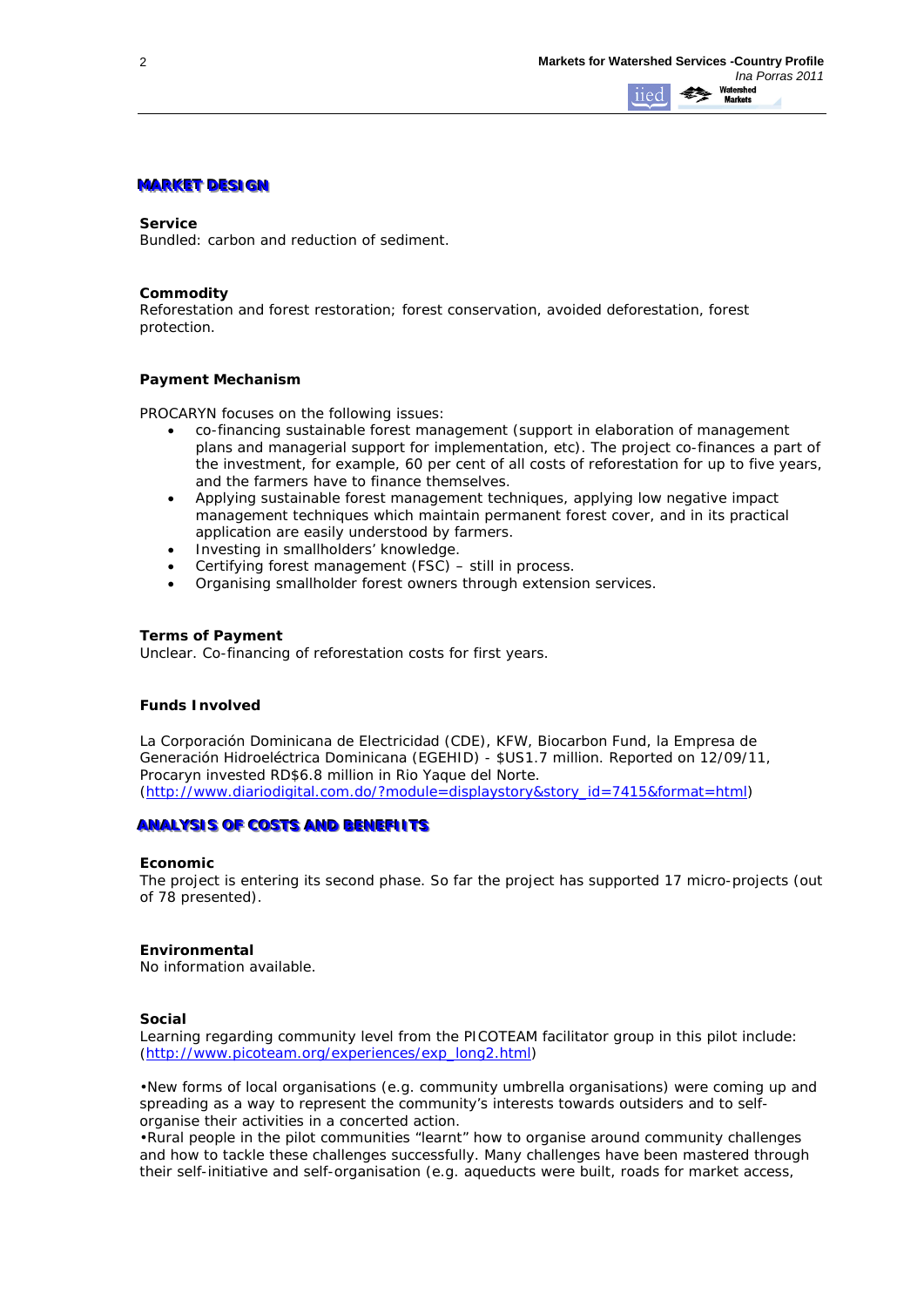## MARKET DESIGN

**Service**
Bundled: carbon and reduction of sediment.

**Commodity**
Reforestation and forest restoration; forest conservation, avoided deforestation, forest protection.

**Payment Mechanism**

PROCARYN focuses on the following issues:

- co-financing sustainable forest management (support in elaboration of management plans and managerial support for implementation, etc). The project co-finances a part of the investment, for example, 60 per cent of all costs of reforestation for up to five years, and the farmers have to finance themselves.
- Applying sustainable forest management techniques, applying low negative impact management techniques which maintain permanent forest cover, and in its practical application are easily understood by farmers.
- Investing in smallholders' knowledge.
- Certifying forest management (FSC) – still in process.
- Organising smallholder forest owners through extension services.

**Terms of Payment**
Unclear. Co-financing of reforestation costs for first years.

**Funds Involved**

La Corporación Dominicana de Electricidad (CDE), KFW, Biocarbon Fund, la Empresa de Generación Hidroeléctrica Dominicana (EGEHID) - $US1.7 million. Reported on 12/09/11, Procaryn invested RD$6.8 million in Rio Yaque del Norte. (http://www.diariodigital.com.do/?module=displaystory&story_id=7415&format=html)

## ANALYSIS OF COSTS AND BENEFITS

**Economic**
The project is entering its second phase. So far the project has supported 17 micro-projects (out of 78 presented).

**Environmental**
No information available.

**Social**
Learning regarding community level from the PICOTEAM facilitator group in this pilot include: (http://www.picoteam.org/experiences/exp_long2.html)

•New forms of local organisations (e.g. community umbrella organisations) were coming up and spreading as a way to represent the community's interests towards outsiders and to self-organise their activities in a concerted action.
•Rural people in the pilot communities "learnt" how to organise around community challenges and how to tackle these challenges successfully. Many challenges have been mastered through their self-initiative and self-organisation (e.g. aqueducts were built, roads for market access,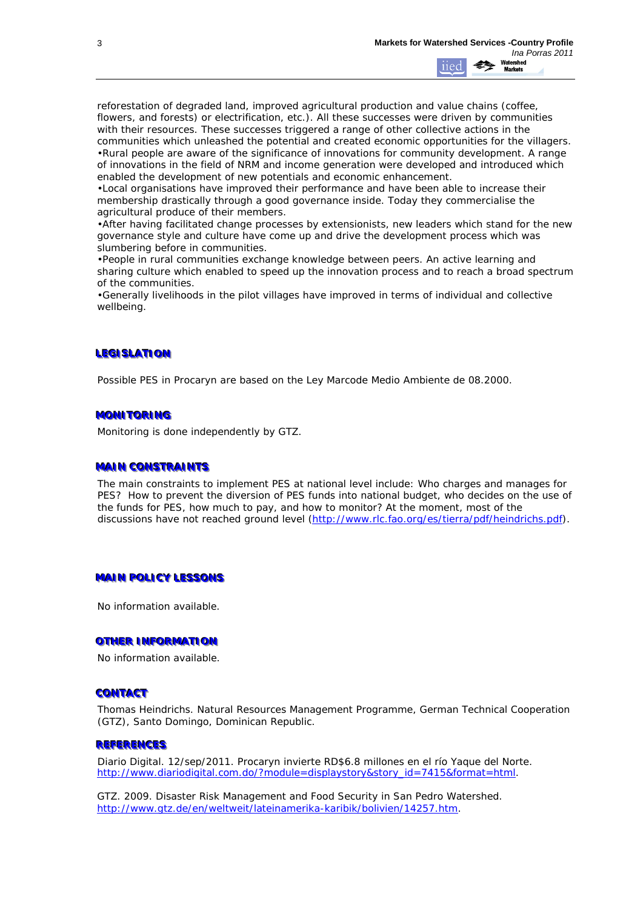reforestation of degraded land, improved agricultural production and value chains (coffee, flowers, and forests) or electrification, etc.). All these successes were driven by communities with their resources. These successes triggered a range of other collective actions in the communities which unleashed the potential and created economic opportunities for the villagers.

- Rural people are aware of the significance of innovations for community development. A range of innovations in the field of NRM and income generation were developed and introduced which enabled the development of new potentials and economic enhancement.
- Local organisations have improved their performance and have been able to increase their membership drastically through a good governance inside. Today they commercialise the agricultural produce of their members.
- After having facilitated change processes by extensionists, new leaders which stand for the new governance style and culture have come up and drive the development process which was slumbering before in communities.
- People in rural communities exchange knowledge between peers. An active learning and sharing culture which enabled to speed up the innovation process and to reach a broad spectrum of the communities.
- Generally livelihoods in the pilot villages have improved in terms of individual and collective wellbeing.

## LEGISLATION

Possible PES in Procaryn are based on the Ley Marcode Medio Ambiente de 08.2000.

## MONITORING

Monitoring is done independently by GTZ.

## MAIN CONSTRAINTS

The main constraints to implement PES at national level include: Who charges and manages for PES? How to prevent the diversion of PES funds into national budget, who decides on the use of the funds for PES, how much to pay, and how to monitor? At the moment, most of the discussions have not reached ground level (http://www.rlc.fao.org/es/tierra/pdf/heindrichs.pdf).

## MAIN POLICY LESSONS

No information available.

## OTHER INFORMATION

No information available.

## CONTACT

Thomas Heindrichs. Natural Resources Management Programme, German Technical Cooperation (GTZ), Santo Domingo, Dominican Republic.

## REFERENCES

Diario Digital. 12/sep/2011. Procaryn invierte RD$6.8 millones en el río Yaque del Norte. http://www.diariodigital.com.do/?module=displaystory&story_id=7415&format=html.

GTZ. 2009. Disaster Risk Management and Food Security in San Pedro Watershed. http://www.gtz.de/en/weltweit/lateinamerika-karibik/bolivien/14257.htm.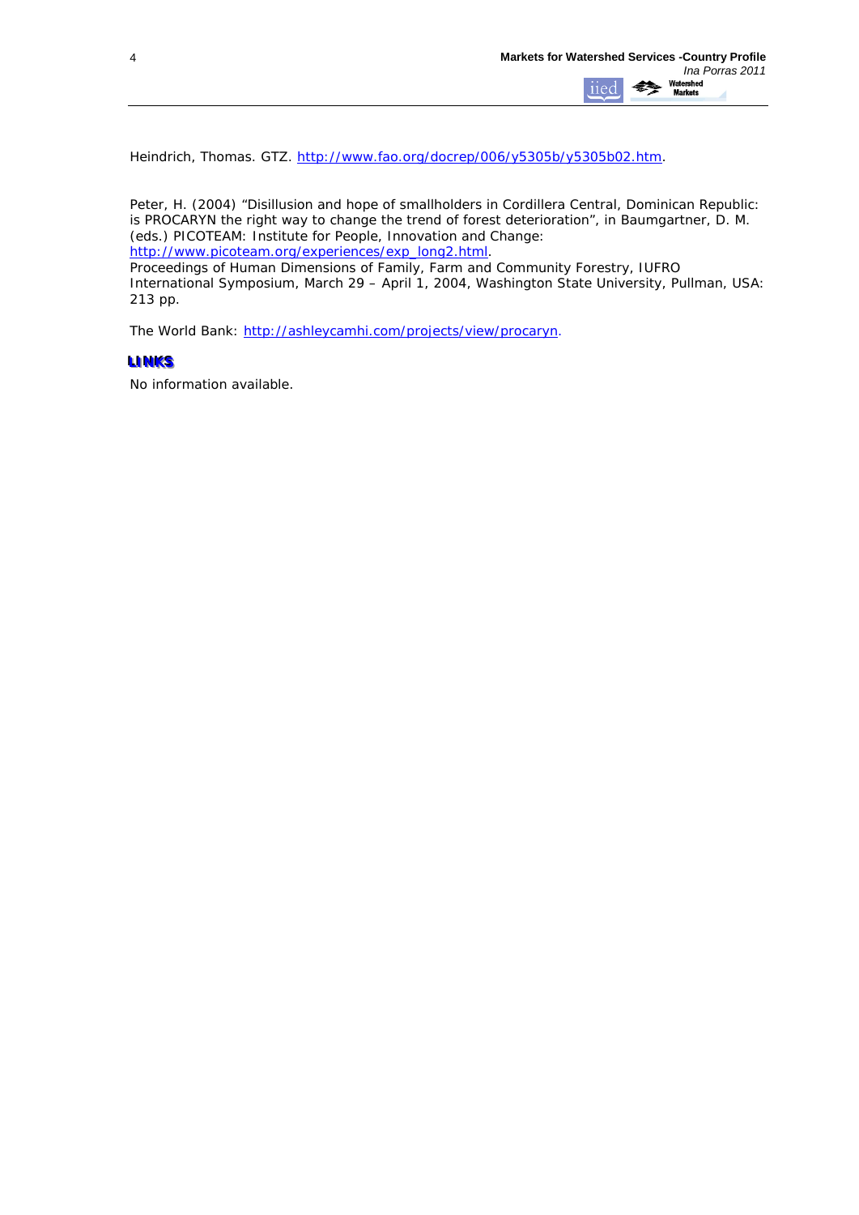Heindrich, Thomas. GTZ. http://www.fao.org/docrep/006/y5305b/y5305b02.htm.

Peter, H. (2004) "Disillusion and hope of smallholders in Cordillera Central, Dominican Republic: is PROCARYN the right way to change the trend of forest deterioration", in Baumgartner, D. M. (eds.) PICOTEAM: Institute for People, Innovation and Change: http://www.picoteam.org/experiences/exp_long2.html.
Proceedings of Human Dimensions of Family, Farm and Community Forestry, IUFRO International Symposium, March 29 – April 1, 2004, Washington State University, Pullman, USA: 213 pp.

The World Bank: http://ashleycamhi.com/projects/view/procaryn.

## LINKS

No information available.